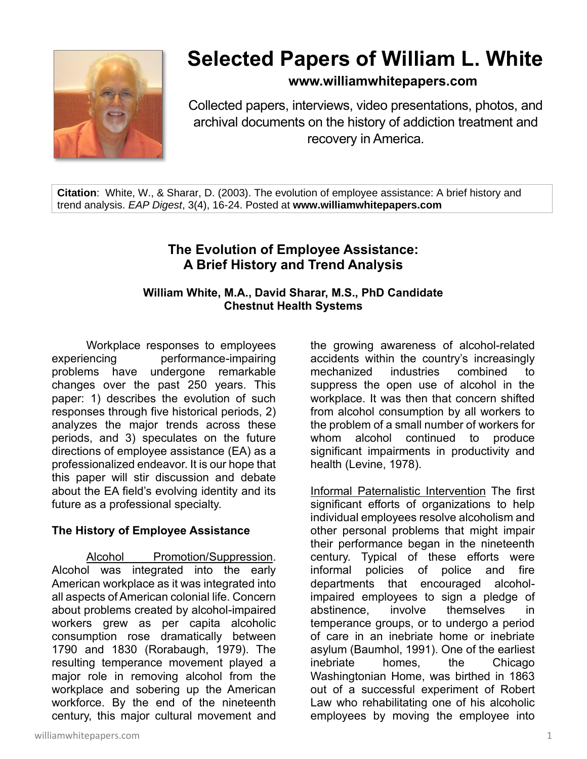# Selected Papers of William L. White

**www.williamwhitepapers.com**

Collected papers, interviews, video presentations, photos, and archival documents on the history of addiction treatment and recovery in America.

**Citation**: White, W., & Sharar, D. (2003). The evolution of employee assistance: A brief history and trend analysis. *EAP Digest*, 3(4), 16-24. Posted at **www.williamwhitepapers.com**

## The Evolution of Employee Assistance: A Brief History and Trend Analysis

**William White, M.A., David Sharar, M.S., PhD Candidate**
**Chestnut Health Systems**

Workplace responses to employees experiencing performance-impairing problems have undergone remarkable changes over the past 250 years. This paper: 1) describes the evolution of such responses through five historical periods, 2) analyzes the major trends across these periods, and 3) speculates on the future directions of employee assistance (EA) as a professionalized endeavor. It is our hope that this paper will stir discussion and debate about the EA field's evolving identity and its future as a professional specialty.

### The History of Employee Assistance

Alcohol Promotion/Suppression. Alcohol was integrated into the early American workplace as it was integrated into all aspects of American colonial life. Concern about problems created by alcohol-impaired workers grew as per capita alcoholic consumption rose dramatically between 1790 and 1830 (Rorabaugh, 1979). The resulting temperance movement played a major role in removing alcohol from the workplace and sobering up the American workforce. By the end of the nineteenth century, this major cultural movement and the growing awareness of alcohol-related accidents within the country's increasingly mechanized industries combined to suppress the open use of alcohol in the workplace. It was then that concern shifted from alcohol consumption by all workers to the problem of a small number of workers for whom alcohol continued to produce significant impairments in productivity and health (Levine, 1978).

Informal Paternalistic Intervention The first significant efforts of organizations to help individual employees resolve alcoholism and other personal problems that might impair their performance began in the nineteenth century. Typical of these efforts were informal policies of police and fire departments that encouraged alcohol-impaired employees to sign a pledge of abstinence, involve themselves in temperance groups, or to undergo a period of care in an inebriate home or inebriate asylum (Baumhol, 1991). One of the earliest inebriate homes, the Chicago Washingtonian Home, was birthed in 1863 out of a successful experiment of Robert Law who rehabilitating one of his alcoholic employees by moving the employee into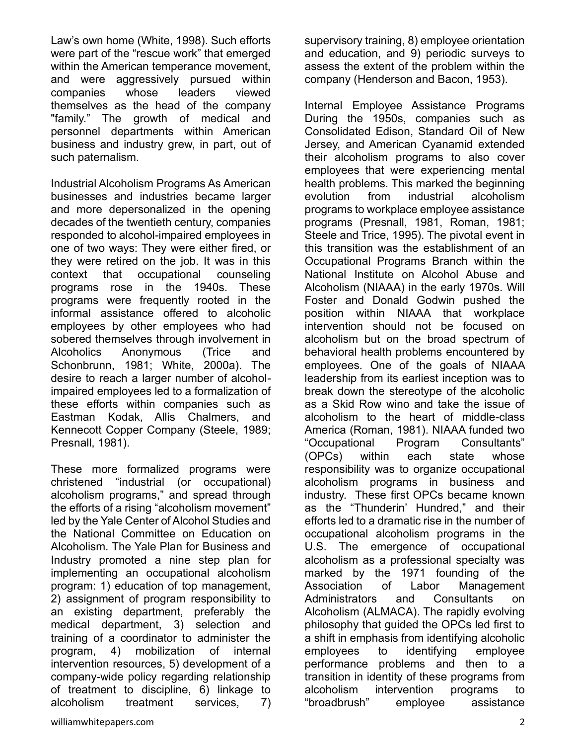Law's own home (White, 1998). Such efforts were part of the "rescue work" that emerged within the American temperance movement, and were aggressively pursued within companies whose leaders viewed themselves as the head of the company "family." The growth of medical and personnel departments within American business and industry grew, in part, out of such paternalism.

Industrial Alcoholism Programs As American businesses and industries became larger and more depersonalized in the opening decades of the twentieth century, companies responded to alcohol-impaired employees in one of two ways: They were either fired, or they were retired on the job. It was in this context that occupational counseling programs rose in the 1940s. These programs were frequently rooted in the informal assistance offered to alcoholic employees by other employees who had sobered themselves through involvement in Alcoholics Anonymous (Trice and Schonbrunn, 1981; White, 2000a). The desire to reach a larger number of alcohol-impaired employees led to a formalization of these efforts within companies such as Eastman Kodak, Allis Chalmers, and Kennecott Copper Company (Steele, 1989; Presnall, 1981).

These more formalized programs were christened "industrial (or occupational) alcoholism programs," and spread through the efforts of a rising "alcoholism movement" led by the Yale Center of Alcohol Studies and the National Committee on Education on Alcoholism. The Yale Plan for Business and Industry promoted a nine step plan for implementing an occupational alcoholism program: 1) education of top management, 2) assignment of program responsibility to an existing department, preferably the medical department, 3) selection and training of a coordinator to administer the program, 4) mobilization of internal intervention resources, 5) development of a company-wide policy regarding relationship of treatment to discipline, 6) linkage to alcoholism treatment services, 7) supervisory training, 8) employee orientation and education, and 9) periodic surveys to assess the extent of the problem within the company (Henderson and Bacon, 1953).

Internal Employee Assistance Programs During the 1950s, companies such as Consolidated Edison, Standard Oil of New Jersey, and American Cyanamid extended their alcoholism programs to also cover employees that were experiencing mental health problems. This marked the beginning evolution from industrial alcoholism programs to workplace employee assistance programs (Presnall, 1981, Roman, 1981; Steele and Trice, 1995). The pivotal event in this transition was the establishment of an Occupational Programs Branch within the National Institute on Alcohol Abuse and Alcoholism (NIAAA) in the early 1970s. Will Foster and Donald Godwin pushed the position within NIAAA that workplace intervention should not be focused on alcoholism but on the broad spectrum of behavioral health problems encountered by employees. One of the goals of NIAAA leadership from its earliest inception was to break down the stereotype of the alcoholic as a Skid Row wino and take the issue of alcoholism to the heart of middle-class America (Roman, 1981). NIAAA funded two "Occupational Program Consultants" (OPCs) within each state whose responsibility was to organize occupational alcoholism programs in business and industry. These first OPCs became known as the "Thunderin' Hundred," and their efforts led to a dramatic rise in the number of occupational alcoholism programs in the U.S. The emergence of occupational alcoholism as a professional specialty was marked by the 1971 founding of the Association of Labor Management Administrators and Consultants on Alcoholism (ALMACA). The rapidly evolving philosophy that guided the OPCs led first to a shift in emphasis from identifying alcoholic employees to identifying employee performance problems and then to a transition in identity of these programs from alcoholism intervention programs to "broadbrush" employee assistance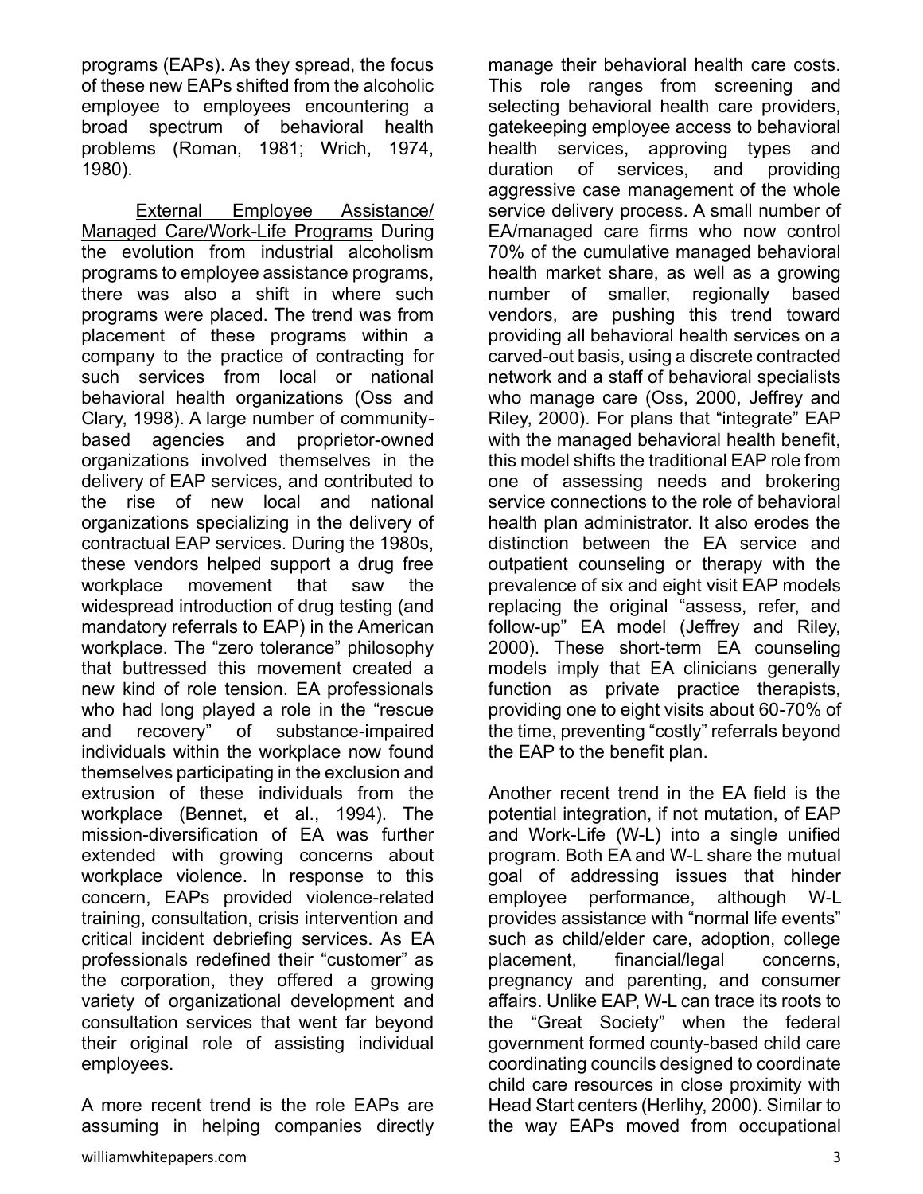programs (EAPs). As they spread, the focus of these new EAPs shifted from the alcoholic employee to employees encountering a broad spectrum of behavioral health problems (Roman, 1981; Wrich, 1974, 1980).

External Employee Assistance/ Managed Care/Work-Life Programs During the evolution from industrial alcoholism programs to employee assistance programs, there was also a shift in where such programs were placed. The trend was from placement of these programs within a company to the practice of contracting for such services from local or national behavioral health organizations (Oss and Clary, 1998). A large number of community-based agencies and proprietor-owned organizations involved themselves in the delivery of EAP services, and contributed to the rise of new local and national organizations specializing in the delivery of contractual EAP services. During the 1980s, these vendors helped support a drug free workplace movement that saw the widespread introduction of drug testing (and mandatory referrals to EAP) in the American workplace. The "zero tolerance" philosophy that buttressed this movement created a new kind of role tension. EA professionals who had long played a role in the "rescue and recovery" of substance-impaired individuals within the workplace now found themselves participating in the exclusion and extrusion of these individuals from the workplace (Bennet, et al., 1994). The mission-diversification of EA was further extended with growing concerns about workplace violence. In response to this concern, EAPs provided violence-related training, consultation, crisis intervention and critical incident debriefing services. As EA professionals redefined their "customer" as the corporation, they offered a growing variety of organizational development and consultation services that went far beyond their original role of assisting individual employees.

A more recent trend is the role EAPs are assuming in helping companies directly manage their behavioral health care costs. This role ranges from screening and selecting behavioral health care providers, gatekeeping employee access to behavioral health services, approving types and duration of services, and providing aggressive case management of the whole service delivery process. A small number of EA/managed care firms who now control 70% of the cumulative managed behavioral health market share, as well as a growing number of smaller, regionally based vendors, are pushing this trend toward providing all behavioral health services on a carved-out basis, using a discrete contracted network and a staff of behavioral specialists who manage care (Oss, 2000, Jeffrey and Riley, 2000). For plans that "integrate" EAP with the managed behavioral health benefit, this model shifts the traditional EAP role from one of assessing needs and brokering service connections to the role of behavioral health plan administrator. It also erodes the distinction between the EA service and outpatient counseling or therapy with the prevalence of six and eight visit EAP models replacing the original "assess, refer, and follow-up" EA model (Jeffrey and Riley, 2000). These short-term EA counseling models imply that EA clinicians generally function as private practice therapists, providing one to eight visits about 60-70% of the time, preventing "costly" referrals beyond the EAP to the benefit plan.

Another recent trend in the EA field is the potential integration, if not mutation, of EAP and Work-Life (W-L) into a single unified program. Both EA and W-L share the mutual goal of addressing issues that hinder employee performance, although W-L provides assistance with "normal life events" such as child/elder care, adoption, college placement, financial/legal concerns, pregnancy and parenting, and consumer affairs. Unlike EAP, W-L can trace its roots to the "Great Society" when the federal government formed county-based child care coordinating councils designed to coordinate child care resources in close proximity with Head Start centers (Herlihy, 2000). Similar to the way EAPs moved from occupational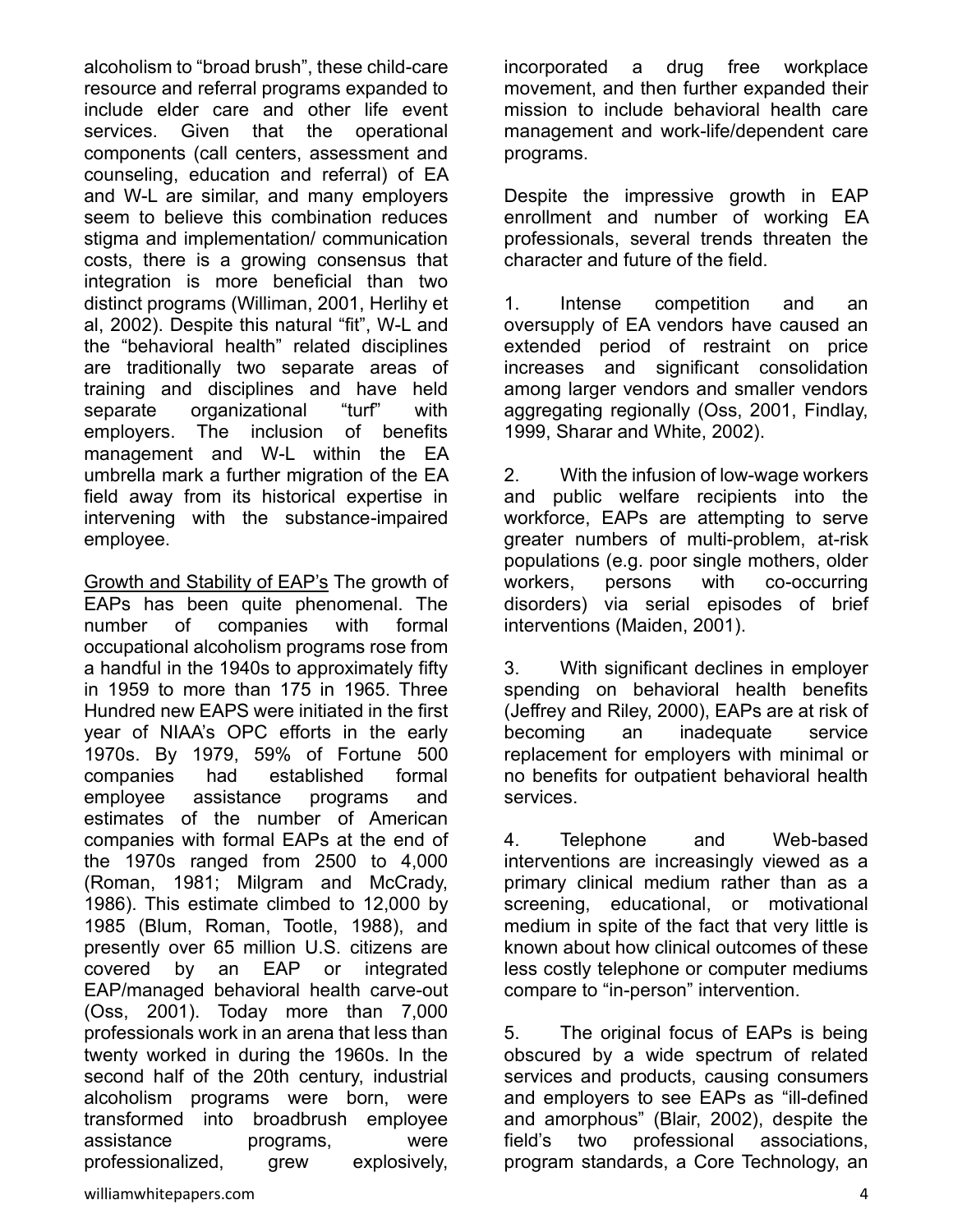alcoholism to "broad brush", these child-care resource and referral programs expanded to include elder care and other life event services. Given that the operational components (call centers, assessment and counseling, education and referral) of EA and W-L are similar, and many employers seem to believe this combination reduces stigma and implementation/ communication costs, there is a growing consensus that integration is more beneficial than two distinct programs (Williman, 2001, Herlihy et al, 2002). Despite this natural "fit", W-L and the "behavioral health" related disciplines are traditionally two separate areas of training and disciplines and have held separate organizational "turf" with employers. The inclusion of benefits management and W-L within the EA umbrella mark a further migration of the EA field away from its historical expertise in intervening with the substance-impaired employee.

Growth and Stability of EAP's The growth of EAPs has been quite phenomenal. The number of companies with formal occupational alcoholism programs rose from a handful in the 1940s to approximately fifty in 1959 to more than 175 in 1965. Three Hundred new EAPS were initiated in the first year of NIAA's OPC efforts in the early 1970s. By 1979, 59% of Fortune 500 companies had established formal employee assistance programs and estimates of the number of American companies with formal EAPs at the end of the 1970s ranged from 2500 to 4,000 (Roman, 1981; Milgram and McCrady, 1986). This estimate climbed to 12,000 by 1985 (Blum, Roman, Tootle, 1988), and presently over 65 million U.S. citizens are covered by an EAP or integrated EAP/managed behavioral health carve-out (Oss, 2001). Today more than 7,000 professionals work in an arena that less than twenty worked in during the 1960s. In the second half of the 20th century, industrial alcoholism programs were born, were transformed into broadbrush employee assistance programs, were professionalized, grew explosively, incorporated a drug free workplace movement, and then further expanded their mission to include behavioral health care management and work-life/dependent care programs.

Despite the impressive growth in EAP enrollment and number of working EA professionals, several trends threaten the character and future of the field.

1. Intense competition and an oversupply of EA vendors have caused an extended period of restraint on price increases and significant consolidation among larger vendors and smaller vendors aggregating regionally (Oss, 2001, Findlay, 1999, Sharar and White, 2002).

2. With the infusion of low-wage workers and public welfare recipients into the workforce, EAPs are attempting to serve greater numbers of multi-problem, at-risk populations (e.g. poor single mothers, older workers, persons with co-occurring disorders) via serial episodes of brief interventions (Maiden, 2001).

3. With significant declines in employer spending on behavioral health benefits (Jeffrey and Riley, 2000), EAPs are at risk of becoming an inadequate service replacement for employers with minimal or no benefits for outpatient behavioral health services.

4. Telephone and Web-based interventions are increasingly viewed as a primary clinical medium rather than as a screening, educational, or motivational medium in spite of the fact that very little is known about how clinical outcomes of these less costly telephone or computer mediums compare to "in-person" intervention.

5. The original focus of EAPs is being obscured by a wide spectrum of related services and products, causing consumers and employers to see EAPs as "ill-defined and amorphous" (Blair, 2002), despite the field's two professional associations, program standards, a Core Technology, an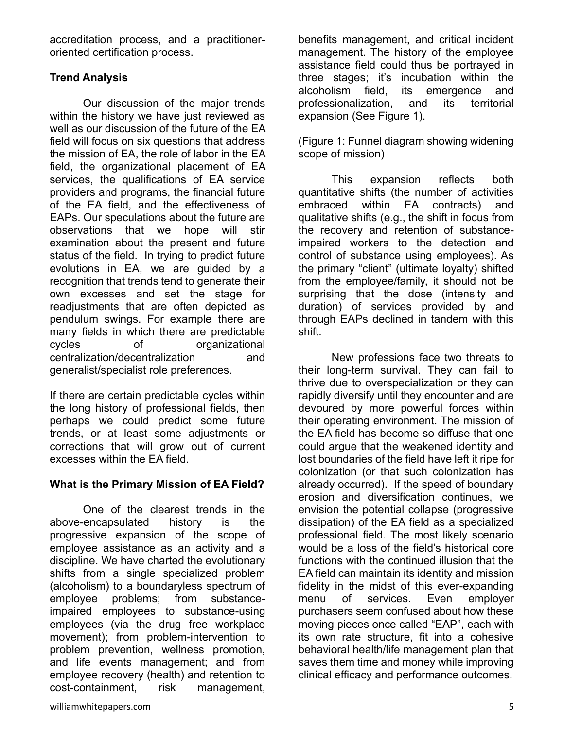accreditation process, and a practitioner-oriented certification process.

**Trend Analysis**

Our discussion of the major trends within the history we have just reviewed as well as our discussion of the future of the EA field will focus on six questions that address the mission of EA, the role of labor in the EA field, the organizational placement of EA services, the qualifications of EA service providers and programs, the financial future of the EA field, and the effectiveness of EAPs. Our speculations about the future are observations that we hope will stir examination about the present and future status of the field. In trying to predict future evolutions in EA, we are guided by a recognition that trends tend to generate their own excesses and set the stage for readjustments that are often depicted as pendulum swings. For example there are many fields in which there are predictable cycles of organizational centralization/decentralization and generalist/specialist role preferences.

If there are certain predictable cycles within the long history of professional fields, then perhaps we could predict some future trends, or at least some adjustments or corrections that will grow out of current excesses within the EA field.

**What is the Primary Mission of EA Field?**

One of the clearest trends in the above-encapsulated history is the progressive expansion of the scope of employee assistance as an activity and a discipline. We have charted the evolutionary shifts from a single specialized problem (alcoholism) to a boundaryless spectrum of employee problems; from substance-impaired employees to substance-using employees (via the drug free workplace movement); from problem-intervention to problem prevention, wellness promotion, and life events management; and from employee recovery (health) and retention to cost-containment, risk management, benefits management, and critical incident management. The history of the employee assistance field could thus be portrayed in three stages; it's incubation within the alcoholism field, its emergence and professionalization, and its territorial expansion (See Figure 1).

(Figure 1: Funnel diagram showing widening scope of mission)

This expansion reflects both quantitative shifts (the number of activities embraced within EA contracts) and qualitative shifts (e.g., the shift in focus from the recovery and retention of substance-impaired workers to the detection and control of substance using employees). As the primary "client" (ultimate loyalty) shifted from the employee/family, it should not be surprising that the dose (intensity and duration) of services provided by and through EAPs declined in tandem with this shift.

New professions face two threats to their long-term survival. They can fail to thrive due to overspecialization or they can rapidly diversify until they encounter and are devoured by more powerful forces within their operating environment. The mission of the EA field has become so diffuse that one could argue that the weakened identity and lost boundaries of the field have left it ripe for colonization (or that such colonization has already occurred). If the speed of boundary erosion and diversification continues, we envision the potential collapse (progressive dissipation) of the EA field as a specialized professional field. The most likely scenario would be a loss of the field's historical core functions with the continued illusion that the EA field can maintain its identity and mission fidelity in the midst of this ever-expanding menu of services. Even employer purchasers seem confused about how these moving pieces once called "EAP", each with its own rate structure, fit into a cohesive behavioral health/life management plan that saves them time and money while improving clinical efficacy and performance outcomes.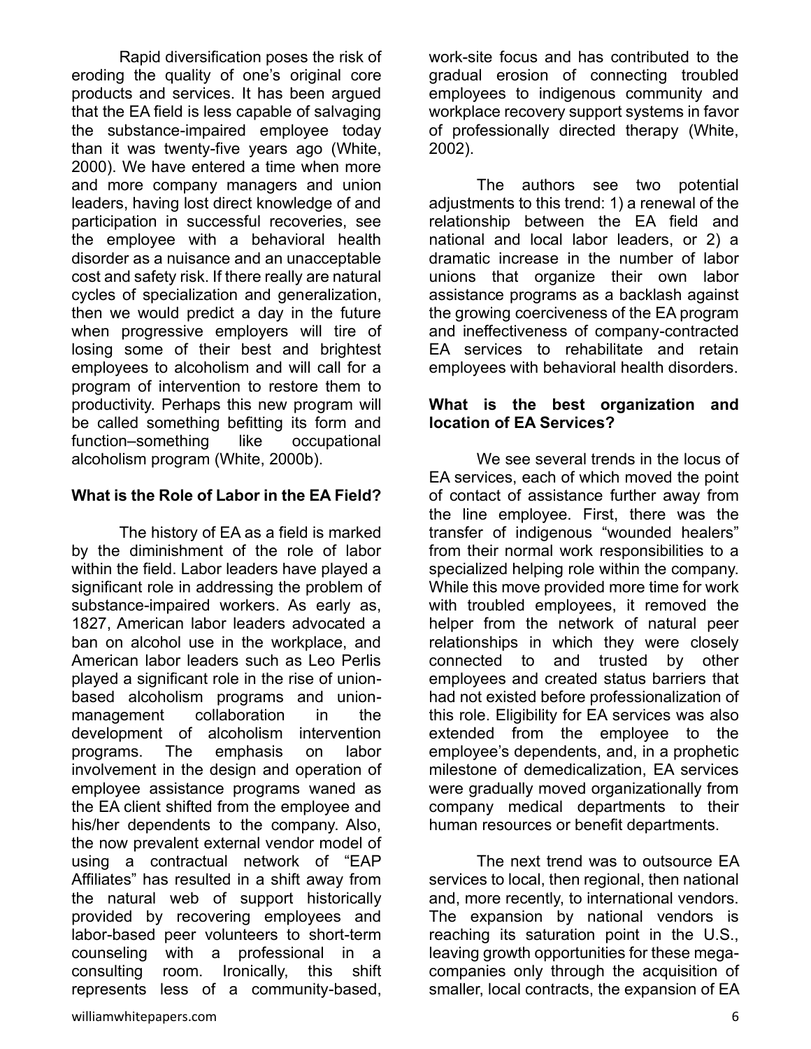Rapid diversification poses the risk of eroding the quality of one's original core products and services. It has been argued that the EA field is less capable of salvaging the substance-impaired employee today than it was twenty-five years ago (White, 2000). We have entered a time when more and more company managers and union leaders, having lost direct knowledge of and participation in successful recoveries, see the employee with a behavioral health disorder as a nuisance and an unacceptable cost and safety risk. If there really are natural cycles of specialization and generalization, then we would predict a day in the future when progressive employers will tire of losing some of their best and brightest employees to alcoholism and will call for a program of intervention to restore them to productivity. Perhaps this new program will be called something befitting its form and function–something like occupational alcoholism program (White, 2000b).

**What is the Role of Labor in the EA Field?**

The history of EA as a field is marked by the diminishment of the role of labor within the field. Labor leaders have played a significant role in addressing the problem of substance-impaired workers. As early as, 1827, American labor leaders advocated a ban on alcohol use in the workplace, and American labor leaders such as Leo Perlis played a significant role in the rise of union-based alcoholism programs and union-management collaboration in the development of alcoholism intervention programs. The emphasis on labor involvement in the design and operation of employee assistance programs waned as the EA client shifted from the employee and his/her dependents to the company. Also, the now prevalent external vendor model of using a contractual network of "EAP Affiliates" has resulted in a shift away from the natural web of support historically provided by recovering employees and labor-based peer volunteers to short-term counseling with a professional in a consulting room. Ironically, this shift represents less of a community-based, work-site focus and has contributed to the gradual erosion of connecting troubled employees to indigenous community and workplace recovery support systems in favor of professionally directed therapy (White, 2002).

The authors see two potential adjustments to this trend: 1) a renewal of the relationship between the EA field and national and local labor leaders, or 2) a dramatic increase in the number of labor unions that organize their own labor assistance programs as a backlash against the growing coerciveness of the EA program and ineffectiveness of company-contracted EA services to rehabilitate and retain employees with behavioral health disorders.

**What is the best organization and location of EA Services?**

We see several trends in the locus of EA services, each of which moved the point of contact of assistance further away from the line employee. First, there was the transfer of indigenous "wounded healers" from their normal work responsibilities to a specialized helping role within the company. While this move provided more time for work with troubled employees, it removed the helper from the network of natural peer relationships in which they were closely connected to and trusted by other employees and created status barriers that had not existed before professionalization of this role. Eligibility for EA services was also extended from the employee to the employee's dependents, and, in a prophetic milestone of demedicalization, EA services were gradually moved organizationally from company medical departments to their human resources or benefit departments.

The next trend was to outsource EA services to local, then regional, then national and, more recently, to international vendors. The expansion by national vendors is reaching its saturation point in the U.S., leaving growth opportunities for these mega-companies only through the acquisition of smaller, local contracts, the expansion of EA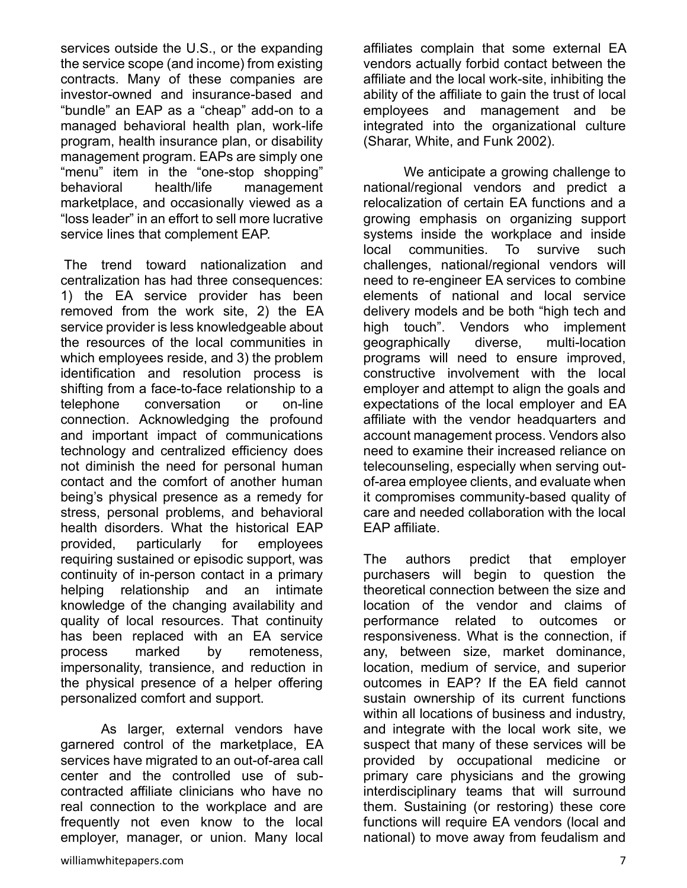services outside the U.S., or the expanding the service scope (and income) from existing contracts. Many of these companies are investor-owned and insurance-based and "bundle" an EAP as a "cheap" add-on to a managed behavioral health plan, work-life program, health insurance plan, or disability management program. EAPs are simply one "menu" item in the "one-stop shopping" behavioral health/life management marketplace, and occasionally viewed as a "loss leader" in an effort to sell more lucrative service lines that complement EAP.

The trend toward nationalization and centralization has had three consequences: 1) the EA service provider has been removed from the work site, 2) the EA service provider is less knowledgeable about the resources of the local communities in which employees reside, and 3) the problem identification and resolution process is shifting from a face-to-face relationship to a telephone conversation or on-line connection. Acknowledging the profound and important impact of communications technology and centralized efficiency does not diminish the need for personal human contact and the comfort of another human being's physical presence as a remedy for stress, personal problems, and behavioral health disorders. What the historical EAP provided, particularly for employees requiring sustained or episodic support, was continuity of in-person contact in a primary helping relationship and an intimate knowledge of the changing availability and quality of local resources. That continuity has been replaced with an EA service process marked by remoteness, impersonality, transience, and reduction in the physical presence of a helper offering personalized comfort and support.

As larger, external vendors have garnered control of the marketplace, EA services have migrated to an out-of-area call center and the controlled use of sub-contracted affiliate clinicians who have no real connection to the workplace and are frequently not even know to the local employer, manager, or union. Many local affiliates complain that some external EA vendors actually forbid contact between the affiliate and the local work-site, inhibiting the ability of the affiliate to gain the trust of local employees and management and be integrated into the organizational culture (Sharar, White, and Funk 2002).

We anticipate a growing challenge to national/regional vendors and predict a relocalization of certain EA functions and a growing emphasis on organizing support systems inside the workplace and inside local communities. To survive such challenges, national/regional vendors will need to re-engineer EA services to combine elements of national and local service delivery models and be both "high tech and high touch". Vendors who implement geographically diverse, multi-location programs will need to ensure improved, constructive involvement with the local employer and attempt to align the goals and expectations of the local employer and EA affiliate with the vendor headquarters and account management process. Vendors also need to examine their increased reliance on telecounseling, especially when serving out-of-area employee clients, and evaluate when it compromises community-based quality of care and needed collaboration with the local EAP affiliate.

The authors predict that employer purchasers will begin to question the theoretical connection between the size and location of the vendor and claims of performance related to outcomes or responsiveness. What is the connection, if any, between size, market dominance, location, medium of service, and superior outcomes in EAP? If the EA field cannot sustain ownership of its current functions within all locations of business and industry, and integrate with the local work site, we suspect that many of these services will be provided by occupational medicine or primary care physicians and the growing interdisciplinary teams that will surround them. Sustaining (or restoring) these core functions will require EA vendors (local and national) to move away from feudalism and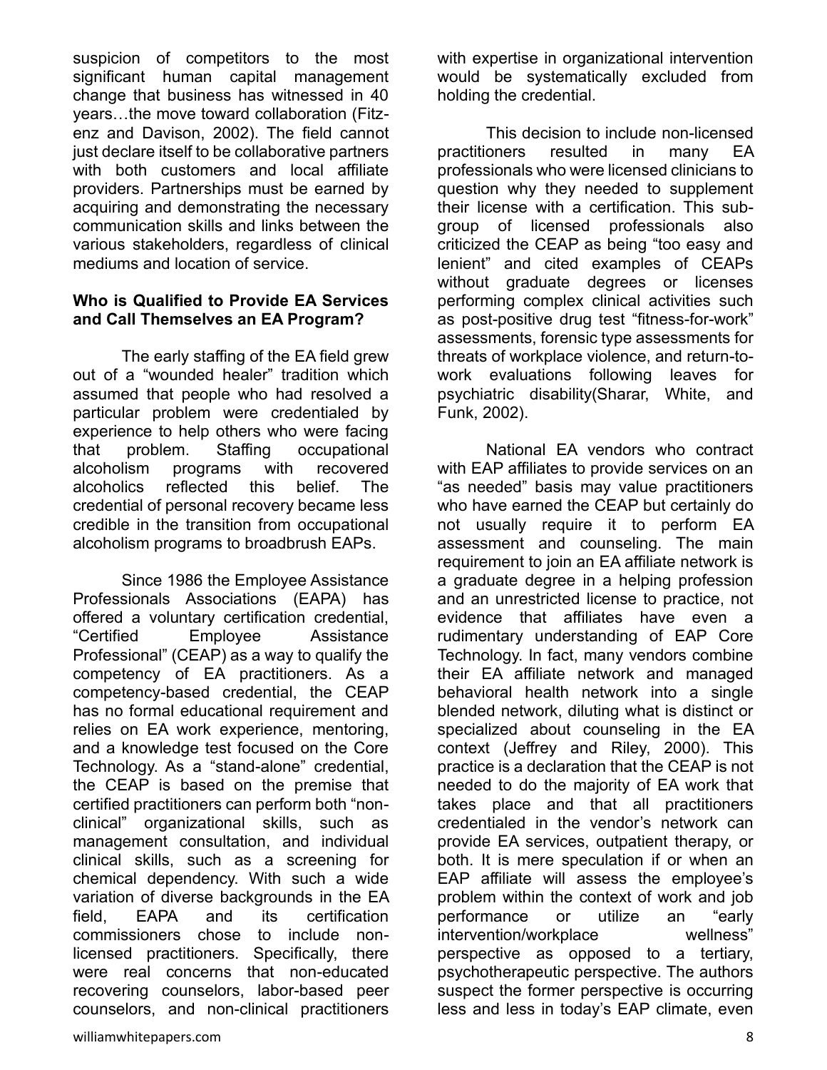suspicion of competitors to the most significant human capital management change that business has witnessed in 40 years…the move toward collaboration (Fitz-enz and Davison, 2002). The field cannot just declare itself to be collaborative partners with both customers and local affiliate providers. Partnerships must be earned by acquiring and demonstrating the necessary communication skills and links between the various stakeholders, regardless of clinical mediums and location of service.

**Who is Qualified to Provide EA Services and Call Themselves an EA Program?**

The early staffing of the EA field grew out of a "wounded healer" tradition which assumed that people who had resolved a particular problem were credentialed by experience to help others who were facing that problem. Staffing occupational alcoholism programs with recovered alcoholics reflected this belief. The credential of personal recovery became less credible in the transition from occupational alcoholism programs to broadbrush EAPs.

Since 1986 the Employee Assistance Professionals Associations (EAPA) has offered a voluntary certification credential, "Certified Employee Assistance Professional" (CEAP) as a way to qualify the competency of EA practitioners. As a competency-based credential, the CEAP has no formal educational requirement and relies on EA work experience, mentoring, and a knowledge test focused on the Core Technology. As a "stand-alone" credential, the CEAP is based on the premise that certified practitioners can perform both "non-clinical" organizational skills, such as management consultation, and individual clinical skills, such as a screening for chemical dependency. With such a wide variation of diverse backgrounds in the EA field, EAPA and its certification commissioners chose to include non-licensed practitioners. Specifically, there were real concerns that non-educated recovering counselors, labor-based peer counselors, and non-clinical practitioners with expertise in organizational intervention would be systematically excluded from holding the credential.

This decision to include non-licensed practitioners resulted in many EA professionals who were licensed clinicians to question why they needed to supplement their license with a certification. This sub-group of licensed professionals also criticized the CEAP as being "too easy and lenient" and cited examples of CEAPs without graduate degrees or licenses performing complex clinical activities such as post-positive drug test "fitness-for-work" assessments, forensic type assessments for threats of workplace violence, and return-to-work evaluations following leaves for psychiatric disability(Sharar, White, and Funk, 2002).

National EA vendors who contract with EAP affiliates to provide services on an "as needed" basis may value practitioners who have earned the CEAP but certainly do not usually require it to perform EA assessment and counseling. The main requirement to join an EA affiliate network is a graduate degree in a helping profession and an unrestricted license to practice, not evidence that affiliates have even a rudimentary understanding of EAP Core Technology. In fact, many vendors combine their EA affiliate network and managed behavioral health network into a single blended network, diluting what is distinct or specialized about counseling in the EA context (Jeffrey and Riley, 2000). This practice is a declaration that the CEAP is not needed to do the majority of EA work that takes place and that all practitioners credentialed in the vendor's network can provide EA services, outpatient therapy, or both. It is mere speculation if or when an EAP affiliate will assess the employee's problem within the context of work and job performance or utilize an "early intervention/workplace wellness" perspective as opposed to a tertiary, psychotherapeutic perspective. The authors suspect the former perspective is occurring less and less in today's EAP climate, even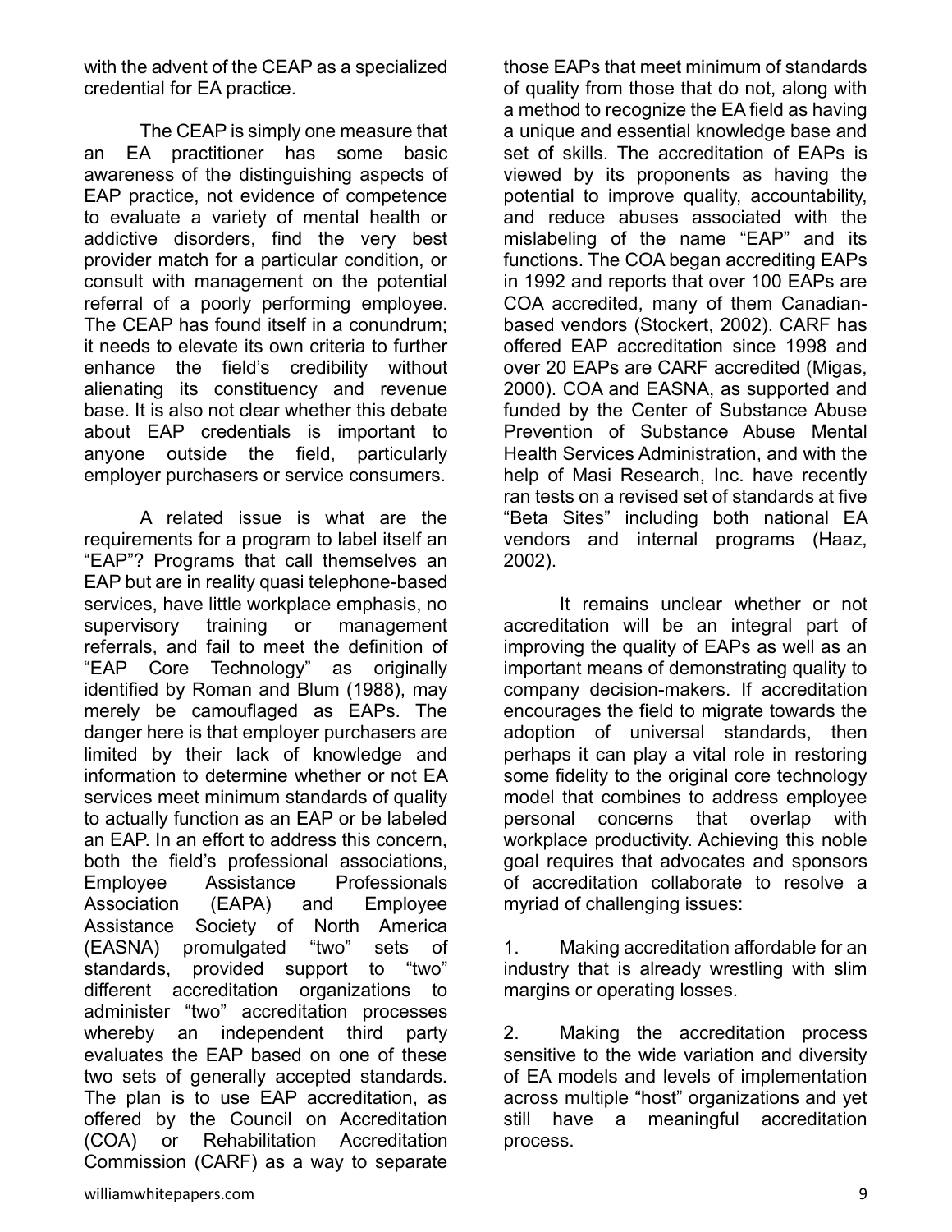with the advent of the CEAP as a specialized credential for EA practice.

The CEAP is simply one measure that an EA practitioner has some basic awareness of the distinguishing aspects of EAP practice, not evidence of competence to evaluate a variety of mental health or addictive disorders, find the very best provider match for a particular condition, or consult with management on the potential referral of a poorly performing employee. The CEAP has found itself in a conundrum; it needs to elevate its own criteria to further enhance the field's credibility without alienating its constituency and revenue base. It is also not clear whether this debate about EAP credentials is important to anyone outside the field, particularly employer purchasers or service consumers.

A related issue is what are the requirements for a program to label itself an "EAP"? Programs that call themselves an EAP but are in reality quasi telephone-based services, have little workplace emphasis, no supervisory training or management referrals, and fail to meet the definition of "EAP Core Technology" as originally identified by Roman and Blum (1988), may merely be camouflaged as EAPs. The danger here is that employer purchasers are limited by their lack of knowledge and information to determine whether or not EA services meet minimum standards of quality to actually function as an EAP or be labeled an EAP. In an effort to address this concern, both the field's professional associations, Employee Assistance Professionals Association (EAPA) and Employee Assistance Society of North America (EASNA) promulgated "two" sets of standards, provided support to "two" different accreditation organizations to administer "two" accreditation processes whereby an independent third party evaluates the EAP based on one of these two sets of generally accepted standards. The plan is to use EAP accreditation, as offered by the Council on Accreditation (COA) or Rehabilitation Accreditation Commission (CARF) as a way to separate those EAPs that meet minimum of standards of quality from those that do not, along with a method to recognize the EA field as having a unique and essential knowledge base and set of skills. The accreditation of EAPs is viewed by its proponents as having the potential to improve quality, accountability, and reduce abuses associated with the mislabeling of the name "EAP" and its functions. The COA began accrediting EAPs in 1992 and reports that over 100 EAPs are COA accredited, many of them Canadian-based vendors (Stockert, 2002). CARF has offered EAP accreditation since 1998 and over 20 EAPs are CARF accredited (Migas, 2000). COA and EASNA, as supported and funded by the Center of Substance Abuse Prevention of Substance Abuse Mental Health Services Administration, and with the help of Masi Research, Inc. have recently ran tests on a revised set of standards at five "Beta Sites" including both national EA vendors and internal programs (Haaz, 2002).

It remains unclear whether or not accreditation will be an integral part of improving the quality of EAPs as well as an important means of demonstrating quality to company decision-makers. If accreditation encourages the field to migrate towards the adoption of universal standards, then perhaps it can play a vital role in restoring some fidelity to the original core technology model that combines to address employee personal concerns that overlap with workplace productivity. Achieving this noble goal requires that advocates and sponsors of accreditation collaborate to resolve a myriad of challenging issues:

1. Making accreditation affordable for an industry that is already wrestling with slim margins or operating losses.

2. Making the accreditation process sensitive to the wide variation and diversity of EA models and levels of implementation across multiple "host" organizations and yet still have a meaningful accreditation process.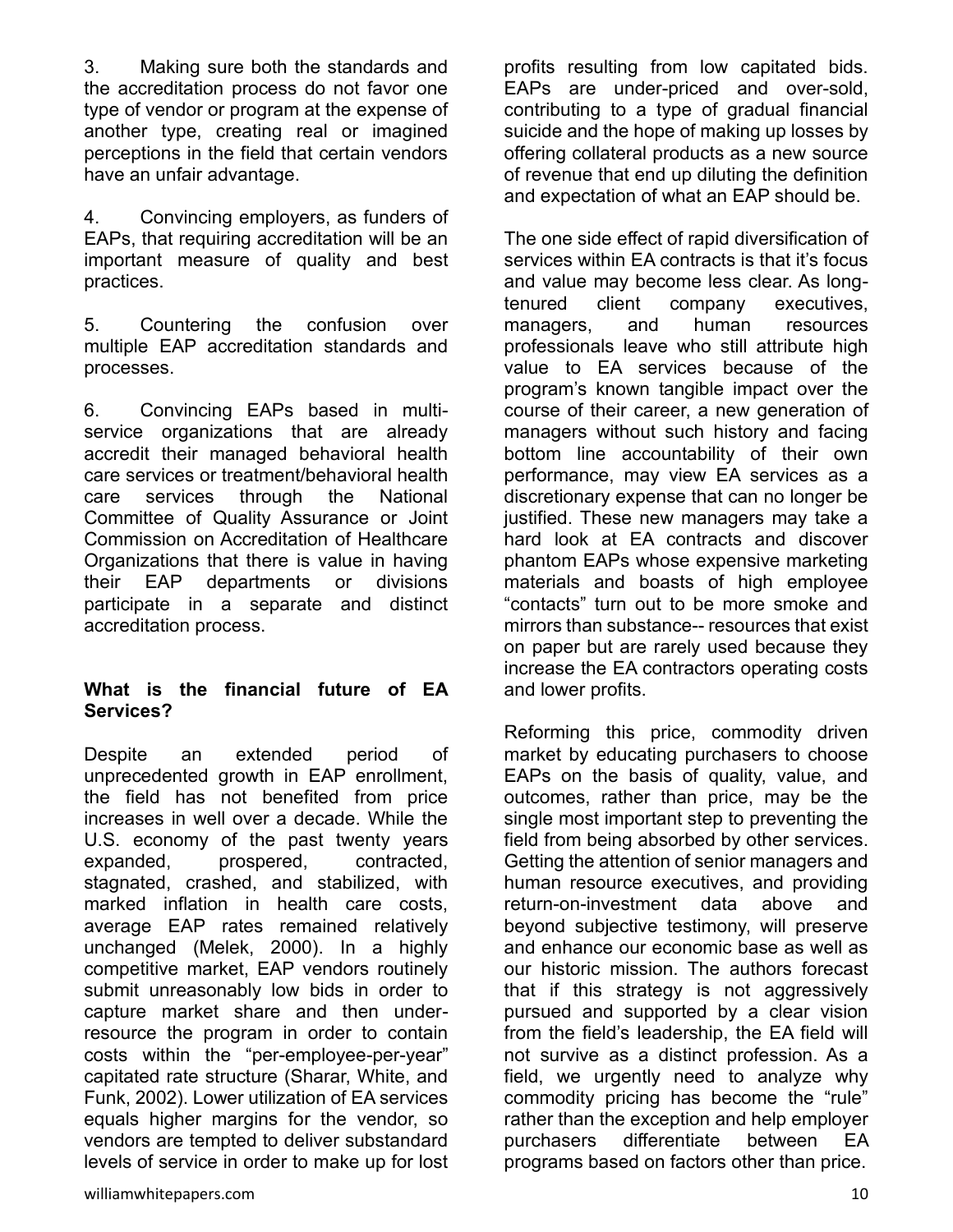3. Making sure both the standards and the accreditation process do not favor one type of vendor or program at the expense of another type, creating real or imagined perceptions in the field that certain vendors have an unfair advantage.

4. Convincing employers, as funders of EAPs, that requiring accreditation will be an important measure of quality and best practices.

5. Countering the confusion over multiple EAP accreditation standards and processes.

6. Convincing EAPs based in multi-service organizations that are already accredit their managed behavioral health care services or treatment/behavioral health care services through the National Committee of Quality Assurance or Joint Commission on Accreditation of Healthcare Organizations that there is value in having their EAP departments or divisions participate in a separate and distinct accreditation process.

**What is the financial future of EA Services?**

Despite an extended period of unprecedented growth in EAP enrollment, the field has not benefited from price increases in well over a decade. While the U.S. economy of the past twenty years expanded, prospered, contracted, stagnated, crashed, and stabilized, with marked inflation in health care costs, average EAP rates remained relatively unchanged (Melek, 2000). In a highly competitive market, EAP vendors routinely submit unreasonably low bids in order to capture market share and then under-resource the program in order to contain costs within the "per-employee-per-year" capitated rate structure (Sharar, White, and Funk, 2002). Lower utilization of EA services equals higher margins for the vendor, so vendors are tempted to deliver substandard levels of service in order to make up for lost profits resulting from low capitated bids. EAPs are under-priced and over-sold, contributing to a type of gradual financial suicide and the hope of making up losses by offering collateral products as a new source of revenue that end up diluting the definition and expectation of what an EAP should be.

The one side effect of rapid diversification of services within EA contracts is that it's focus and value may become less clear. As long-tenured client company executives, managers, and human resources professionals leave who still attribute high value to EA services because of the program's known tangible impact over the course of their career, a new generation of managers without such history and facing bottom line accountability of their own performance, may view EA services as a discretionary expense that can no longer be justified. These new managers may take a hard look at EA contracts and discover phantom EAPs whose expensive marketing materials and boasts of high employee "contacts" turn out to be more smoke and mirrors than substance-- resources that exist on paper but are rarely used because they increase the EA contractors operating costs and lower profits.

Reforming this price, commodity driven market by educating purchasers to choose EAPs on the basis of quality, value, and outcomes, rather than price, may be the single most important step to preventing the field from being absorbed by other services. Getting the attention of senior managers and human resource executives, and providing return-on-investment data above and beyond subjective testimony, will preserve and enhance our economic base as well as our historic mission. The authors forecast that if this strategy is not aggressively pursued and supported by a clear vision from the field's leadership, the EA field will not survive as a distinct profession. As a field, we urgently need to analyze why commodity pricing has become the "rule" rather than the exception and help employer purchasers differentiate between EA programs based on factors other than price.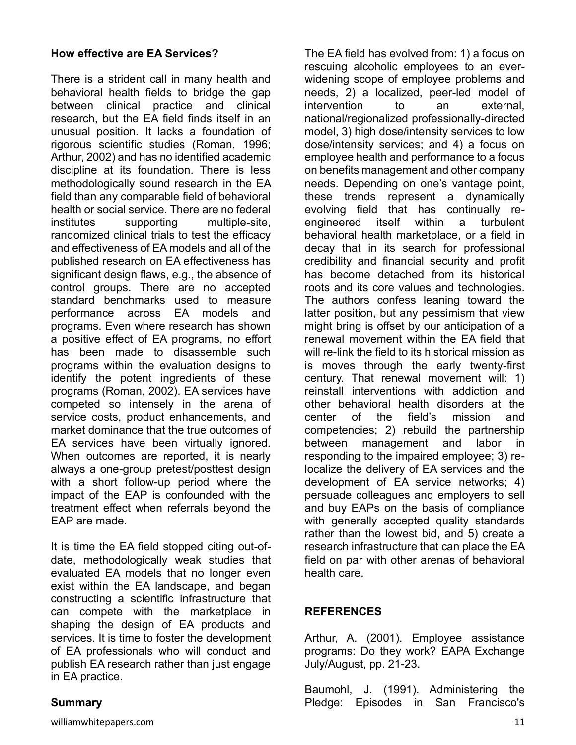**How effective are EA Services?**

There is a strident call in many health and behavioral health fields to bridge the gap between clinical practice and clinical research, but the EA field finds itself in an unusual position. It lacks a foundation of rigorous scientific studies (Roman, 1996; Arthur, 2002) and has no identified academic discipline at its foundation. There is less methodologically sound research in the EA field than any comparable field of behavioral health or social service. There are no federal institutes supporting multiple-site, randomized clinical trials to test the efficacy and effectiveness of EA models and all of the published research on EA effectiveness has significant design flaws, e.g., the absence of control groups. There are no accepted standard benchmarks used to measure performance across EA models and programs. Even where research has shown a positive effect of EA programs, no effort has been made to disassemble such programs within the evaluation designs to identify the potent ingredients of these programs (Roman, 2002). EA services have competed so intensely in the arena of service costs, product enhancements, and market dominance that the true outcomes of EA services have been virtually ignored. When outcomes are reported, it is nearly always a one-group pretest/posttest design with a short follow-up period where the impact of the EAP is confounded with the treatment effect when referrals beyond the EAP are made.

It is time the EA field stopped citing out-of-date, methodologically weak studies that evaluated EA models that no longer even exist within the EA landscape, and began constructing a scientific infrastructure that can compete with the marketplace in shaping the design of EA products and services. It is time to foster the development of EA professionals who will conduct and publish EA research rather than just engage in EA practice.

**Summary**

The EA field has evolved from: 1) a focus on rescuing alcoholic employees to an ever-widening scope of employee problems and needs, 2) a localized, peer-led model of intervention to an external, national/regionalized professionally-directed model, 3) high dose/intensity services to low dose/intensity services; and 4) a focus on employee health and performance to a focus on benefits management and other company needs. Depending on one's vantage point, these trends represent a dynamically evolving field that has continually re-engineered itself within a turbulent behavioral health marketplace, or a field in decay that in its search for professional credibility and financial security and profit has become detached from its historical roots and its core values and technologies. The authors confess leaning toward the latter position, but any pessimism that view might bring is offset by our anticipation of a renewal movement within the EA field that will re-link the field to its historical mission as is moves through the early twenty-first century. That renewal movement will: 1) reinstall interventions with addiction and other behavioral health disorders at the center of the field's mission and competencies; 2) rebuild the partnership between management and labor in responding to the impaired employee; 3) re-localize the delivery of EA services and the development of EA service networks; 4) persuade colleagues and employers to sell and buy EAPs on the basis of compliance with generally accepted quality standards rather than the lowest bid, and 5) create a research infrastructure that can place the EA field on par with other arenas of behavioral health care.

**REFERENCES**

Arthur, A. (2001). Employee assistance programs: Do they work? EAPA Exchange July/August, pp. 21-23.

Baumohl, J. (1991). Administering the Pledge: Episodes in San Francisco's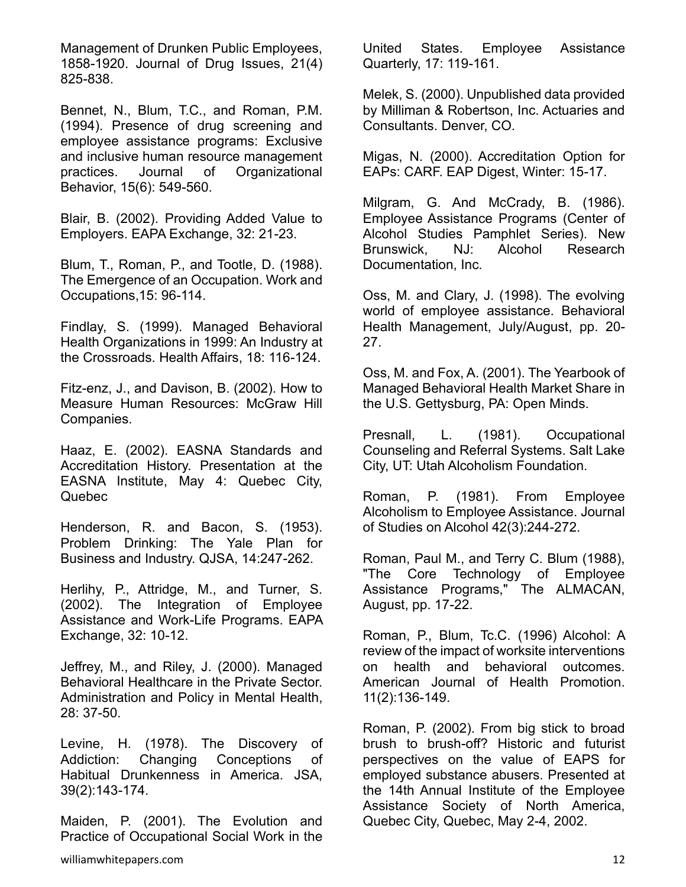Management of Drunken Public Employees, 1858-1920. Journal of Drug Issues, 21(4) 825-838.

Bennet, N., Blum, T.C., and Roman, P.M. (1994). Presence of drug screening and employee assistance programs: Exclusive and inclusive human resource management practices. Journal of Organizational Behavior, 15(6): 549-560.

Blair, B. (2002). Providing Added Value to Employers. EAPA Exchange, 32: 21-23.

Blum, T., Roman, P., and Tootle, D. (1988). The Emergence of an Occupation. Work and Occupations,15: 96-114.

Findlay, S. (1999). Managed Behavioral Health Organizations in 1999: An Industry at the Crossroads. Health Affairs, 18: 116-124.

Fitz-enz, J., and Davison, B. (2002). How to Measure Human Resources: McGraw Hill Companies.

Haaz, E. (2002). EASNA Standards and Accreditation History. Presentation at the EASNA Institute, May 4: Quebec City, Quebec

Henderson, R. and Bacon, S. (1953). Problem Drinking: The Yale Plan for Business and Industry. QJSA, 14:247-262.

Herlihy, P., Attridge, M., and Turner, S. (2002). The Integration of Employee Assistance and Work-Life Programs. EAPA Exchange, 32: 10-12.

Jeffrey, M., and Riley, J. (2000). Managed Behavioral Healthcare in the Private Sector. Administration and Policy in Mental Health, 28: 37-50.

Levine, H. (1978). The Discovery of Addiction: Changing Conceptions of Habitual Drunkenness in America. JSA, 39(2):143-174.

Maiden, P. (2001). The Evolution and Practice of Occupational Social Work in the United States. Employee Assistance Quarterly, 17: 119-161.

Melek, S. (2000). Unpublished data provided by Milliman & Robertson, Inc. Actuaries and Consultants. Denver, CO.

Migas, N. (2000). Accreditation Option for EAPs: CARF. EAP Digest, Winter: 15-17.

Milgram, G. And McCrady, B. (1986). Employee Assistance Programs (Center of Alcohol Studies Pamphlet Series). New Brunswick, NJ: Alcohol Research Documentation, Inc.

Oss, M. and Clary, J. (1998). The evolving world of employee assistance. Behavioral Health Management, July/August, pp. 20-27.

Oss, M. and Fox, A. (2001). The Yearbook of Managed Behavioral Health Market Share in the U.S. Gettysburg, PA: Open Minds.

Presnall, L. (1981). Occupational Counseling and Referral Systems. Salt Lake City, UT: Utah Alcoholism Foundation.

Roman, P. (1981). From Employee Alcoholism to Employee Assistance. Journal of Studies on Alcohol 42(3):244-272.

Roman, Paul M., and Terry C. Blum (1988), "The Core Technology of Employee Assistance Programs," The ALMACAN, August, pp. 17-22.

Roman, P., Blum, Tc.C. (1996) Alcohol: A review of the impact of worksite interventions on health and behavioral outcomes. American Journal of Health Promotion. 11(2):136-149.

Roman, P. (2002). From big stick to broad brush to brush-off? Historic and futurist perspectives on the value of EAPS for employed substance abusers. Presented at the 14th Annual Institute of the Employee Assistance Society of North America, Quebec City, Quebec, May 2-4, 2002.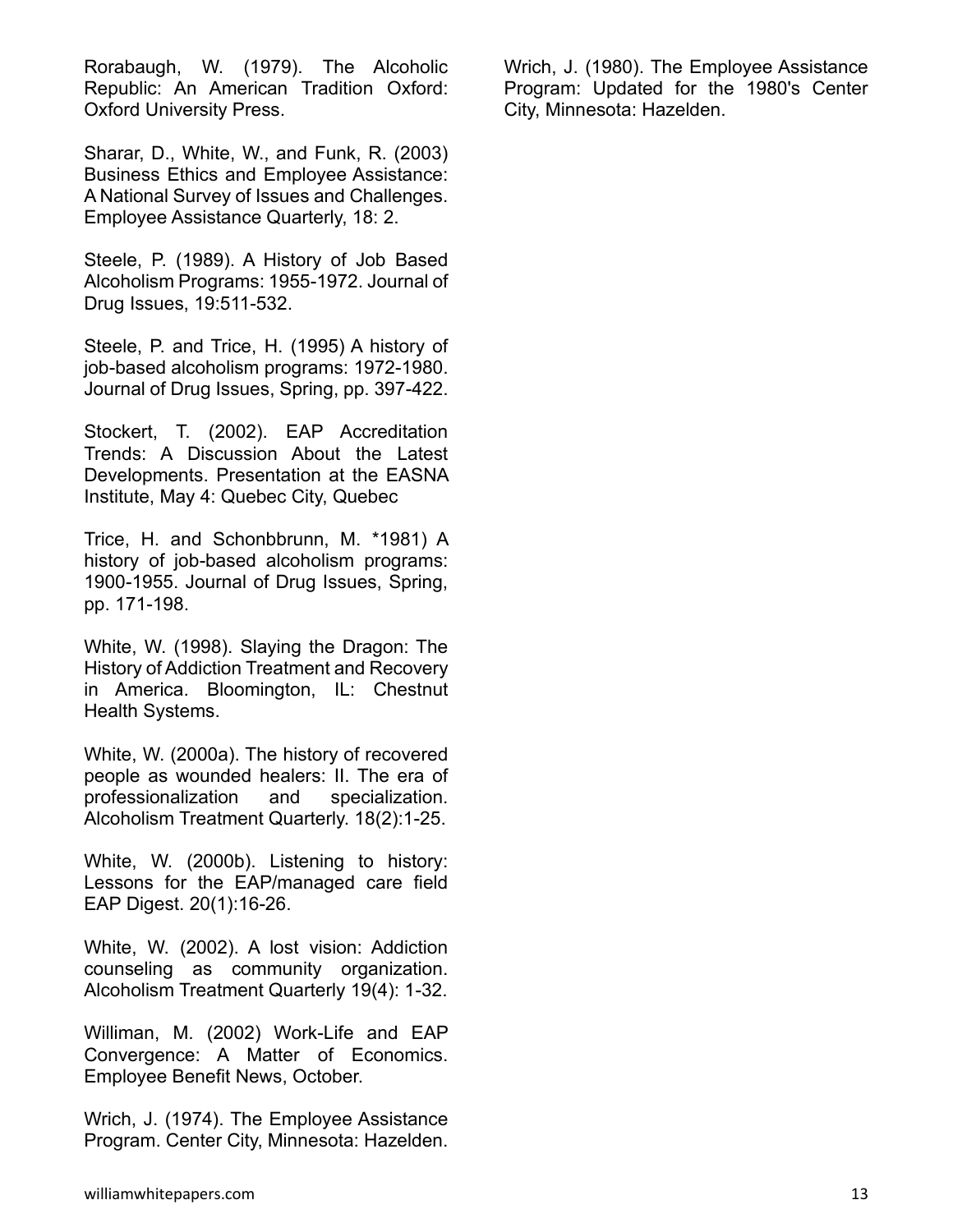Rorabaugh, W. (1979). The Alcoholic Republic: An American Tradition Oxford: Oxford University Press.

Sharar, D., White, W., and Funk, R. (2003) Business Ethics and Employee Assistance: A National Survey of Issues and Challenges. Employee Assistance Quarterly, 18: 2.

Steele, P. (1989). A History of Job Based Alcoholism Programs: 1955-1972. Journal of Drug Issues, 19:511-532.

Steele, P. and Trice, H. (1995) A history of job-based alcoholism programs: 1972-1980. Journal of Drug Issues, Spring, pp. 397-422.

Stockert, T. (2002). EAP Accreditation Trends: A Discussion About the Latest Developments. Presentation at the EASNA Institute, May 4: Quebec City, Quebec

Trice, H. and Schonbbrunn, M. *1981) A history of job-based alcoholism programs: 1900-1955. Journal of Drug Issues, Spring, pp. 171-198.

White, W. (1998). Slaying the Dragon: The History of Addiction Treatment and Recovery in America. Bloomington, IL: Chestnut Health Systems.

White, W. (2000a). The history of recovered people as wounded healers: II. The era of professionalization and specialization. Alcoholism Treatment Quarterly. 18(2):1-25.

White, W. (2000b). Listening to history: Lessons for the EAP/managed care field EAP Digest. 20(1):16-26.

White, W. (2002). A lost vision: Addiction counseling as community organization. Alcoholism Treatment Quarterly 19(4): 1-32.

Williman, M. (2002) Work-Life and EAP Convergence: A Matter of Economics. Employee Benefit News, October.

Wrich, J. (1974). The Employee Assistance Program. Center City, Minnesota: Hazelden.

Wrich, J. (1980). The Employee Assistance Program: Updated for the 1980's Center City, Minnesota: Hazelden.